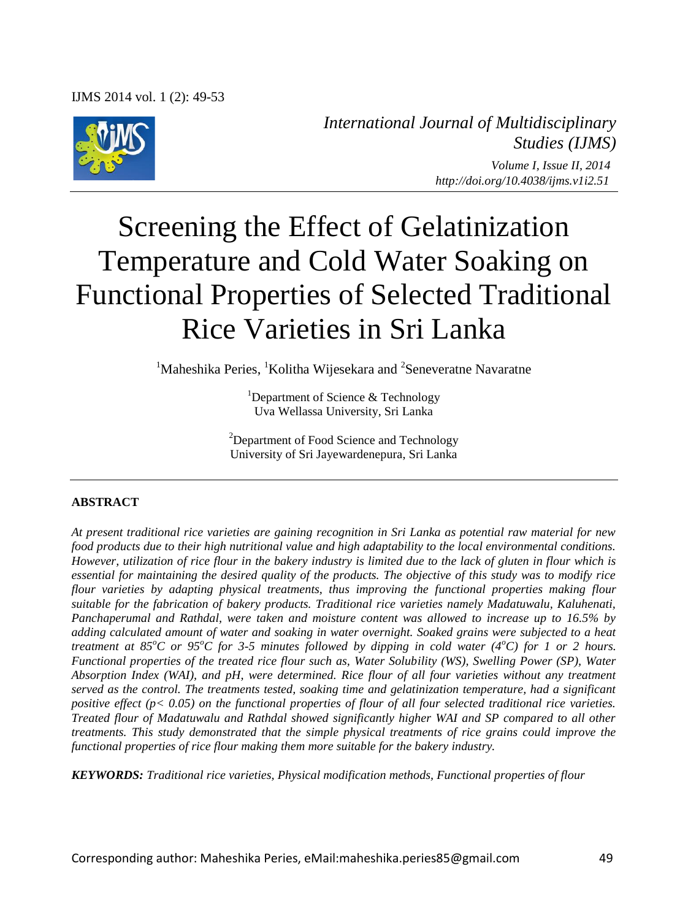*International Journal of Multidisciplinary Studies (IJMS)*

*Volume I, Issue II, 2014*
*http://doi.org/10.4038/ijms.v1i2.51*

# Screening the Effect of Gelatinization Temperature and Cold Water Soaking on Functional Properties of Selected Traditional Rice Varieties in Sri Lanka

[1]Maheshika Peries, [1]Kolitha Wijesekara and [2]Seneveratne Navaratne

[1]Department of Science & Technology
Uva Wellassa University, Sri Lanka

[2]Department of Food Science and Technology
University of Sri Jayewardenepura, Sri Lanka

## ABSTRACT

*At present traditional rice varieties are gaining recognition in Sri Lanka as potential raw material for new food products due to their high nutritional value and high adaptability to the local environmental conditions. However, utilization of rice flour in the bakery industry is limited due to the lack of gluten in flour which is essential for maintaining the desired quality of the products. The objective of this study was to modify rice flour varieties by adapting physical treatments, thus improving the functional properties making flour suitable for the fabrication of bakery products. Traditional rice varieties namely Madatuwalu, Kaluhenati, Panchaperumal and Rathdal, were taken and moisture content was allowed to increase up to 16.5% by adding calculated amount of water and soaking in water overnight. Soaked grains were subjected to a heat treatment at 85°C or 95°C for 3-5 minutes followed by dipping in cold water (4°C) for 1 or 2 hours. Functional properties of the treated rice flour such as, Water Solubility (WS), Swelling Power (SP), Water Absorption Index (WAI), and pH, were determined. Rice flour of all four varieties without any treatment served as the control. The treatments tested, soaking time and gelatinization temperature, had a significant positive effect ($p < 0.05$) on the functional properties of flour of all four selected traditional rice varieties. Treated flour of Madatuwalu and Rathdal showed significantly higher WAI and SP compared to all other treatments. This study demonstrated that the simple physical treatments of rice grains could improve the functional properties of rice flour making them more suitable for the bakery industry.*

***KEYWORDS:*** *Traditional rice varieties, Physical modification methods, Functional properties of flour*

Corresponding author: Maheshika Peries, eMail:maheshika.peries85@gmail.com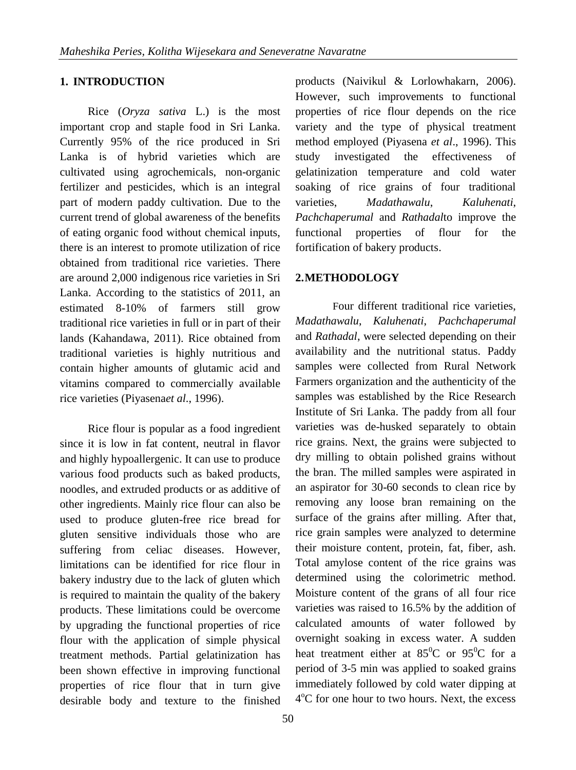## 1. INTRODUCTION

Rice (*Oryza sativa* L.) is the most important crop and staple food in Sri Lanka. Currently 95% of the rice produced in Sri Lanka is of hybrid varieties which are cultivated using agrochemicals, non-organic fertilizer and pesticides, which is an integral part of modern paddy cultivation. Due to the current trend of global awareness of the benefits of eating organic food without chemical inputs, there is an interest to promote utilization of rice obtained from traditional rice varieties. There are around 2,000 indigenous rice varieties in Sri Lanka. According to the statistics of 2011, an estimated 8-10% of farmers still grow traditional rice varieties in full or in part of their lands (Kahandawa, 2011). Rice obtained from traditional varieties is highly nutritious and contain higher amounts of glutamic acid and vitamins compared to commercially available rice varieties (Piyasena*et al*., 1996).

Rice flour is popular as a food ingredient since it is low in fat content, neutral in flavor and highly hypoallergenic. It can use to produce various food products such as baked products, noodles, and extruded products or as additive of other ingredients. Mainly rice flour can also be used to produce gluten-free rice bread for gluten sensitive individuals those who are suffering from celiac diseases. However, limitations can be identified for rice flour in bakery industry due to the lack of gluten which is required to maintain the quality of the bakery products. These limitations could be overcome by upgrading the functional properties of rice flour with the application of simple physical treatment methods. Partial gelatinization has been shown effective in improving functional properties of rice flour that in turn give desirable body and texture to the finished products (Naivikul & Lorlowhakarn, 2006). However, such improvements to functional properties of rice flour depends on the rice variety and the type of physical treatment method employed (Piyasena *et al*., 1996). This study investigated the effectiveness of gelatinization temperature and cold water soaking of rice grains of four traditional varieties, *Madathawalu*, *Kaluhenati*, *Pachchaperumal* and *Rathadal*to improve the functional properties of flour for the fortification of bakery products.

## 2. METHODOLOGY

Four different traditional rice varieties, *Madathawalu*, *Kaluhenati*, *Pachchaperumal* and *Rathadal*, were selected depending on their availability and the nutritional status. Paddy samples were collected from Rural Network Farmers organization and the authenticity of the samples was established by the Rice Research Institute of Sri Lanka. The paddy from all four varieties was de-husked separately to obtain rice grains. Next, the grains were subjected to dry milling to obtain polished grains without the bran. The milled samples were aspirated in an aspirator for 30-60 seconds to clean rice by removing any loose bran remaining on the surface of the grains after milling. After that, rice grain samples were analyzed to determine their moisture content, protein, fat, fiber, ash. Total amylose content of the rice grains was determined using the colorimetric method. Moisture content of the grans of all four rice varieties was raised to 16.5% by the addition of calculated amounts of water followed by overnight soaking in excess water. A sudden heat treatment either at $85^0$C or $95^0$C for a period of 3-5 min was applied to soaked grains immediately followed by cold water dipping at $4^o$C for one hour to two hours. Next, the excess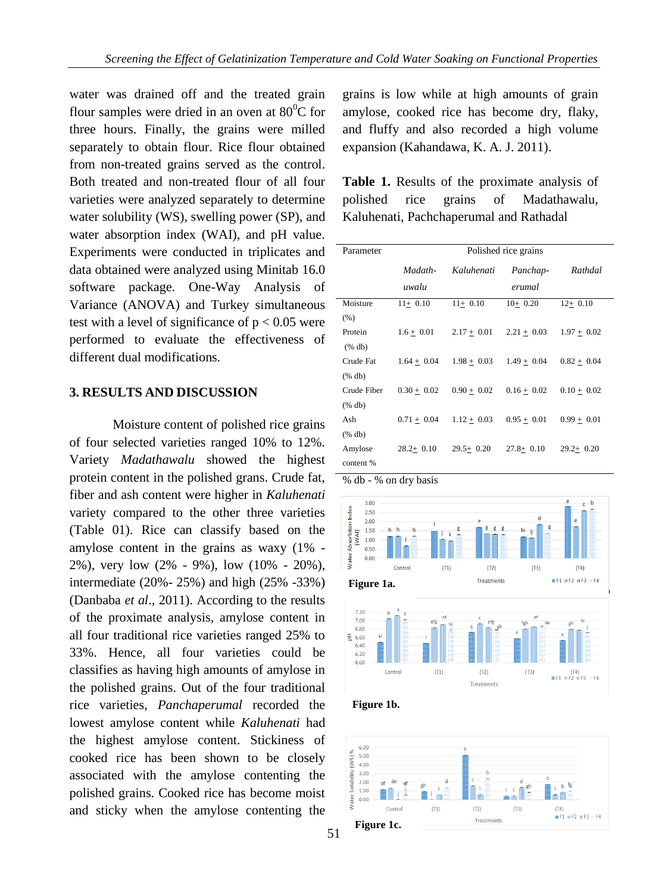water was drained off and the treated grain flour samples were dried in an oven at 80$^{0}$C for three hours. Finally, the grains were milled separately to obtain flour. Rice flour obtained from non-treated grains served as the control. Both treated and non-treated flour of all four varieties were analyzed separately to determine water solubility (WS), swelling power (SP), and water absorption index (WAI), and pH value. Experiments were conducted in triplicates and data obtained were analyzed using Minitab 16.0 software package. One-Way Analysis of Variance (ANOVA) and Turkey simultaneous test with a level of significance of $p < 0.05$ were performed to evaluate the effectiveness of different dual modifications.

## 3. RESULTS AND DISCUSSION

Moisture content of polished rice grains of four selected varieties ranged 10% to 12%. Variety *Madathawalu* showed the highest protein content in the polished grans. Crude fat, fiber and ash content were higher in *Kaluhenati* variety compared to the other three varieties (Table 01). Rice can classify based on the amylose content in the grains as waxy (1% - 2%), very low (2% - 9%), low (10% - 20%), intermediate (20%- 25%) and high (25% -33%) (Danbaba *et al*., 2011). According to the results of the proximate analysis, amylose content in all four traditional rice varieties ranged 25% to 33%. Hence, all four varieties could be classifies as having high amounts of amylose in the polished grains. Out of the four traditional rice varieties, *Panchaperumal* recorded the lowest amylose content while *Kaluhenati* had the highest amylose content. Stickiness of cooked rice has been shown to be closely associated with the amylose contenting the polished grains. Cooked rice has become moist and sticky when the amylose contenting the grains is low while at high amounts of grain amylose, cooked rice has become dry, flaky, and fluffy and also recorded a high volume expansion (Kahandawa, K. A. J. 2011).

**Table 1.** Results of the proximate analysis of polished rice grains of Madathawalu, Kaluhenati, Pachchaperumal and Rathadal

| Parameter | Polished rice grains | | | |
|---|---|---|---|---|
| | *Madath-uwalu* | *Kaluhenati* | *Panchap-erumal* | *Rathdal* |
| Moisture (%) | 11± 0.10 | 11± 0.10 | 10± 0.20 | 12± 0.10 |
| Protein (% db) | 1.6 ± 0.01 | 2.17 ± 0.01 | 2.21 ± 0.03 | 1.97 ± 0.02 |
| Crude Fat (% db) | 1.64 ± 0.04 | 1.98 ± 0.03 | 1.49 ± 0.04 | 0.82 ± 0.04 |
| Crude Fiber (% db) | 0.30 ± 0.02 | 0.90 ± 0.02 | 0.16 ± 0.02 | 0.10 ± 0.02 |
| Ash (% db) | 0.71 ± 0.04 | 1.12 ± 0.03 | 0.95 ± 0.01 | 0.99 ± 0.01 |
| Amylose content % | 28.2± 0.10 | 29.5± 0.20 | 27.8± 0.10 | 29.2± 0.20 |

% db - % on dry basis

**Figure 1a.**

**Figure 1b.**

**Figure 1c.**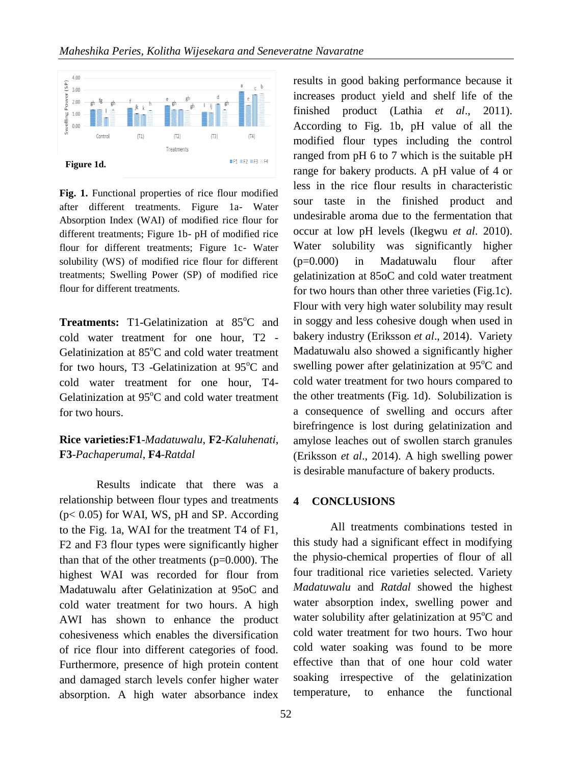Figure 1d.

**Fig. 1.** Functional properties of rice flour modified after different treatments. Figure 1a- Water Absorption Index (WAI) of modified rice flour for different treatments; Figure 1b- pH of modified rice flour for different treatments; Figure 1c- Water solubility (WS) of modified rice flour for different treatments; Swelling Power (SP) of modified rice flour for different treatments.

**Treatments:** T1-Gelatinization at 85°C and cold water treatment for one hour, T2 - Gelatinization at 85°C and cold water treatment for two hours, T3 -Gelatinization at 95°C and cold water treatment for one hour, T4- Gelatinization at 95°C and cold water treatment for two hours.

**Rice varieties:F1**-*Madatuwalu*, **F2**-*Kaluhenati*, **F3**-*Pachaperumal*, **F4**-*Ratdal*

Results indicate that there was a relationship between flour types and treatments ($p < 0.05$) for WAI, WS, pH and SP. According to the Fig. 1a, WAI for the treatment T4 of F1, F2 and F3 flour types were significantly higher than that of the other treatments (p=0.000). The highest WAI was recorded for flour from Madatuwalu after Gelatinization at 95oC and cold water treatment for two hours. A high AWI has shown to enhance the product cohesiveness which enables the diversification of rice flour into different categories of food. Furthermore, presence of high protein content and damaged starch levels confer higher water absorption. A high water absorbance index results in good baking performance because it increases product yield and shelf life of the finished product (Lathia *et al*., 2011). According to Fig. 1b, pH value of all the modified flour types including the control ranged from pH 6 to 7 which is the suitable pH range for bakery products. A pH value of 4 or less in the rice flour results in characteristic sour taste in the finished product and undesirable aroma due to the fermentation that occur at low pH levels (Ikegwu *et al*. 2010). Water solubility was significantly higher (p=0.000) in Madatuwalu flour after gelatinization at 85oC and cold water treatment for two hours than other three varieties (Fig.1c). Flour with very high water solubility may result in soggy and less cohesive dough when used in bakery industry (Eriksson *et al*., 2014). Variety Madatuwalu also showed a significantly higher swelling power after gelatinization at 95°C and cold water treatment for two hours compared to the other treatments (Fig. 1d). Solubilization is a consequence of swelling and occurs after birefringence is lost during gelatinization and amylose leaches out of swollen starch granules (Eriksson *et al*., 2014). A high swelling power is desirable manufacture of bakery products.

## 4 CONCLUSIONS

All treatments combinations tested in this study had a significant effect in modifying the physio-chemical properties of flour of all four traditional rice varieties selected. Variety *Madatuwalu* and *Ratdal* showed the highest water absorption index, swelling power and water solubility after gelatinization at 95°C and cold water treatment for two hours. Two hour cold water soaking was found to be more effective than that of one hour cold water soaking irrespective of the gelatinization temperature, to enhance the functional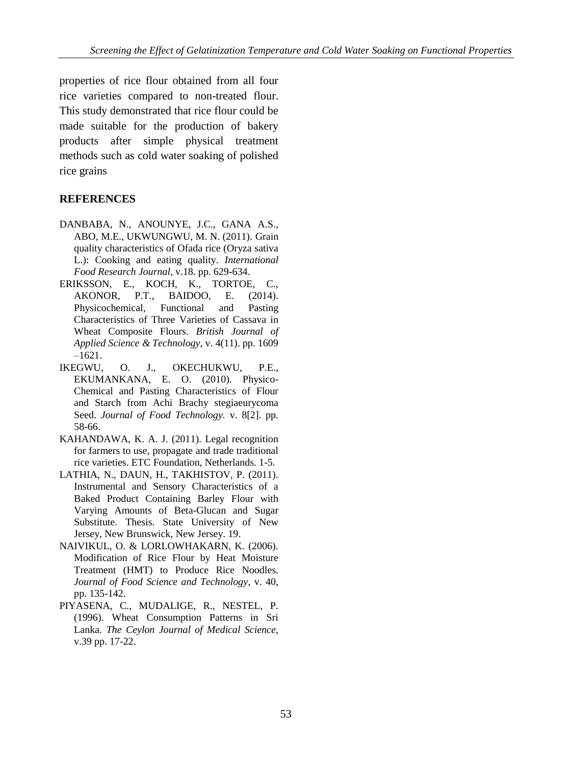properties of rice flour obtained from all four rice varieties compared to non-treated flour. This study demonstrated that rice flour could be made suitable for the production of bakery products after simple physical treatment methods such as cold water soaking of polished rice grains

## REFERENCES

DANBABA, N., ANOUNYE, J.C., GANA A.S., ABO, M.E., UKWUNGWU, M. N. (2011). Grain quality characteristics of Ofada rice (Oryza sativa L.): Cooking and eating quality. *International Food Research Journal*, v.18. pp. 629-634.

ERIKSSON, E., KOCH, K., TORTOE, C., AKONOR, P.T., BAIDOO, E. (2014). Physicochemical, Functional and Pasting Characteristics of Three Varieties of Cassava in Wheat Composite Flours. *British Journal of Applied Science & Technology*, v. 4(11). pp. 1609 –1621.

IKEGWU, O. J., OKECHUKWU, P.E., EKUMANKANA, E. O. (2010). Physico-Chemical and Pasting Characteristics of Flour and Starch from Achi Brachy stegiaeurycoma Seed. *Journal of Food Technology.* v. 8[2]. pp. 58-66.

KAHANDAWA, K. A. J. (2011). Legal recognition for farmers to use, propagate and trade traditional rice varieties. ETC Foundation, Netherlands. 1-5.

LATHIA, N., DAUN, H., TAKHISTOV, P. (2011). Instrumental and Sensory Characteristics of a Baked Product Containing Barley Flour with Varying Amounts of Beta-Glucan and Sugar Substitute. Thesis. State University of New Jersey, New Brunswick, New Jersey. 19.

NAIVIKUL, O. & LORLOWHAKARN, K. (2006). Modification of Rice Flour by Heat Moisture Treatment (HMT) to Produce Rice Noodles. *Journal of Food Science and Technology*, v. 40, pp. 135-142.

PIYASENA, C., MUDALIGE, R., NESTEL, P. (1996). Wheat Consumption Patterns in Sri Lanka. *The Ceylon Journal of Medical Science*, v.39 pp. 17-22.